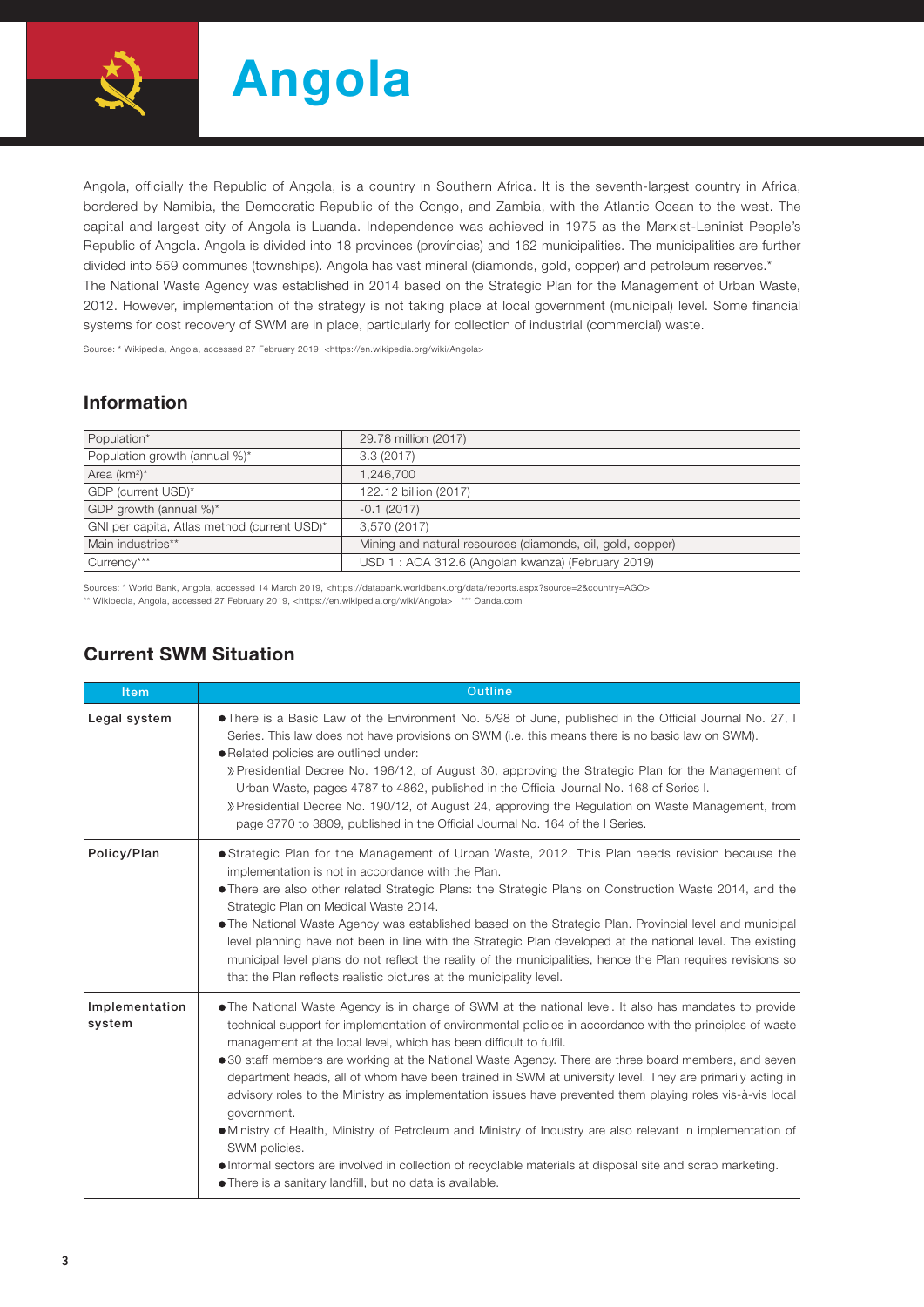# Angola

Angola, officially the Republic of Angola, is a country in Southern Africa. It is the seventh-largest country in Africa, bordered by Namibia, the Democratic Republic of the Congo, and Zambia, with the Atlantic Ocean to the west. The capital and largest city of Angola is Luanda. Independence was achieved in 1975 as the Marxist-Leninist People's Republic of Angola. Angola is divided into 18 provinces (províncias) and 162 municipalities. The municipalities are further divided into 559 communes (townships). Angola has vast mineral (diamonds, gold, copper) and petroleum reserves.*

The National Waste Agency was established in 2014 based on the Strategic Plan for the Management of Urban Waste, 2012. However, implementation of the strategy is not taking place at local government (municipal) level. Some financial systems for cost recovery of SWM are in place, particularly for collection of industrial (commercial) waste.

Source: * Wikipedia, Angola, accessed 27 February 2019, <https://en.wikipedia.org/wiki/Angola>

## Information

| | |
|---|---|
| Population* | 29.78 million (2017) |
| Population growth (annual %)* | 3.3 (2017) |
| Area (km²)* | 1,246,700 |
| GDP (current USD)* | 122.12 billion (2017) |
| GDP growth (annual %)* | -0.1 (2017) |
| GNI per capita, Atlas method (current USD)* | 3,570 (2017) |
| Main industries** | Mining and natural resources (diamonds, oil, gold, copper) |
| Currency*** | USD 1 : AOA 312.6 (Angolan kwanza) (February 2019) |

Sources: * World Bank, Angola, accessed 14 March 2019, <https://databank.worldbank.org/data/reports.aspx?source=2&country=AGO>
** Wikipedia, Angola, accessed 27 February 2019, <https://en.wikipedia.org/wiki/Angola> *** Oanda.com

## Current SWM Situation

| Item | Outline |
|---|---|
| **Legal system** | ● There is a Basic Law of the Environment No. 5/98 of June, published in the Official Journal No. 27, I Series. This law does not have provisions on SWM (i.e. this means there is no basic law on SWM).<br>● Related policies are outlined under:<br>》Presidential Decree No. 196/12, of August 30, approving the Strategic Plan for the Management of Urban Waste, pages 4787 to 4862, published in the Official Journal No. 168 of Series I.<br>》Presidential Decree No. 190/12, of August 24, approving the Regulation on Waste Management, from page 3770 to 3809, published in the Official Journal No. 164 of the I Series. |
| **Policy/Plan** | ● Strategic Plan for the Management of Urban Waste, 2012. This Plan needs revision because the implementation is not in accordance with the Plan.<br>● There are also other related Strategic Plans: the Strategic Plans on Construction Waste 2014, and the Strategic Plan on Medical Waste 2014.<br>● The National Waste Agency was established based on the Strategic Plan. Provincial level and municipal level planning have not been in line with the Strategic Plan developed at the national level. The existing municipal level plans do not reflect the reality of the municipalities, hence the Plan requires revisions so that the Plan reflects realistic pictures at the municipality level. |
| **Implementation system** | ● The National Waste Agency is in charge of SWM at the national level. It also has mandates to provide technical support for implementation of environmental policies in accordance with the principles of waste management at the local level, which has been difficult to fulfil.<br>● 30 staff members are working at the National Waste Agency. There are three board members, and seven department heads, all of whom have been trained in SWM at university level. They are primarily acting in advisory roles to the Ministry as implementation issues have prevented them playing roles vis-à-vis local government.<br>● Ministry of Health, Ministry of Petroleum and Ministry of Industry are also relevant in implementation of SWM policies.<br>● Informal sectors are involved in collection of recyclable materials at disposal site and scrap marketing.<br>● There is a sanitary landfill, but no data is available. |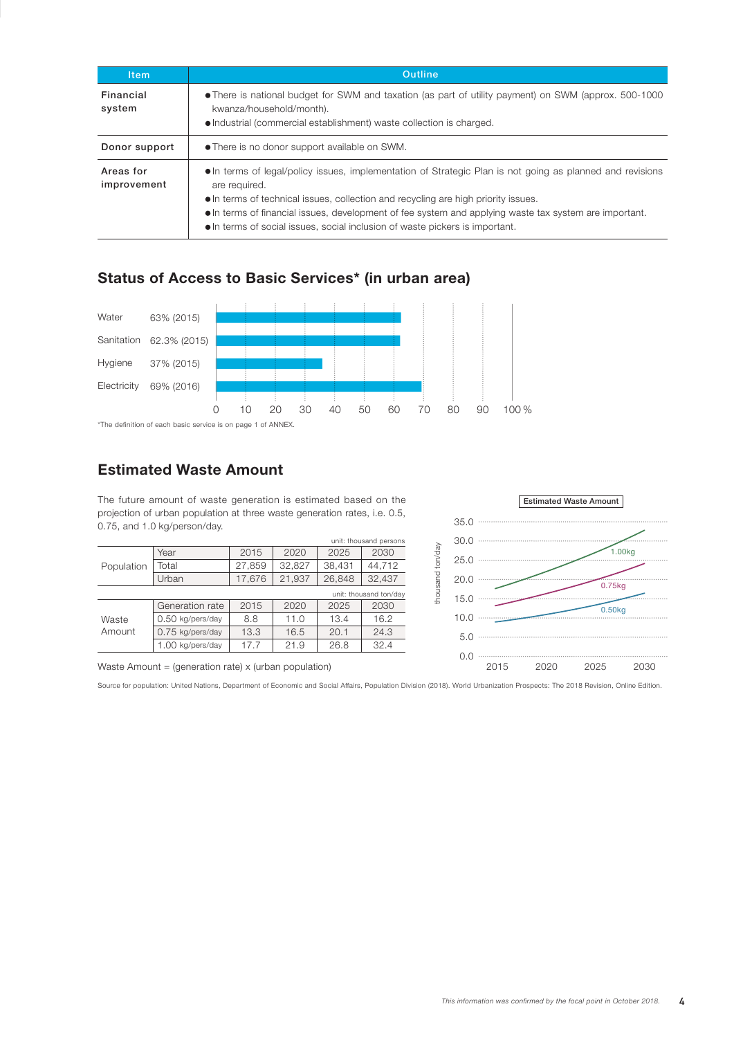| Item | Outline |
|---|---|
| Financial system | ● There is national budget for SWM and taxation (as part of utility payment) on SWM (approx. 500-1000 kwanza/household/month).<br>● Industrial (commercial establishment) waste collection is charged. |
| Donor support | ● There is no donor support available on SWM. |
| Areas for improvement | ● In terms of legal/policy issues, implementation of Strategic Plan is not going as planned and revisions are required.<br>● In terms of technical issues, collection and recycling are high priority issues.<br>● In terms of financial issues, development of fee system and applying waste tax system are important.<br>● In terms of social issues, social inclusion of waste pickers is important. |

## Status of Access to Basic Services* (in urban area)

Water 63% (2015)

Sanitation 62.3% (2015)

Hygiene 37% (2015)

Electricity 69% (2016)

0 10 20 30 40 50 60 70 80 90 100 %

*The definition of each basic service is on page 1 of ANNEX.

## Estimated Waste Amount

The future amount of waste generation is estimated based on the projection of urban population at three waste generation rates, i.e. 0.5, 0.75, and 1.0 kg/person/day.

unit: thousand persons

| | Year | 2015 | 2020 | 2025 | 2030 |
|---|---|---|---|---|---|
| Population | Total | 27,859 | 32,827 | 38,431 | 44,712 |
| | Urban | 17,676 | 21,937 | 26,848 | 32,437 |

unit: thousand ton/day

| | Generation rate | 2015 | 2020 | 2025 | 2030 |
|---|---|---|---|---|---|
| Waste Amount | 0.50 kg/pers/day | 8.8 | 11.0 | 13.4 | 16.2 |
| | 0.75 kg/pers/day | 13.3 | 16.5 | 20.1 | 24.3 |
| | 1.00 kg/pers/day | 17.7 | 21.9 | 26.8 | 32.4 |

Waste Amount = (generation rate) x (urban population)

Estimated Waste Amount

thousand ton/day

35.0 30.0 25.0 20.0 15.0 10.0 5.0 0.0

2015 2020 2025 2030

1.00kg

0.75kg

0.50kg

Source for population: United Nations, Department of Economic and Social Affairs, Population Division (2018). World Urbanization Prospects: The 2018 Revision, Online Edition.

*This information was confirmed by the focal point in October 2018.*